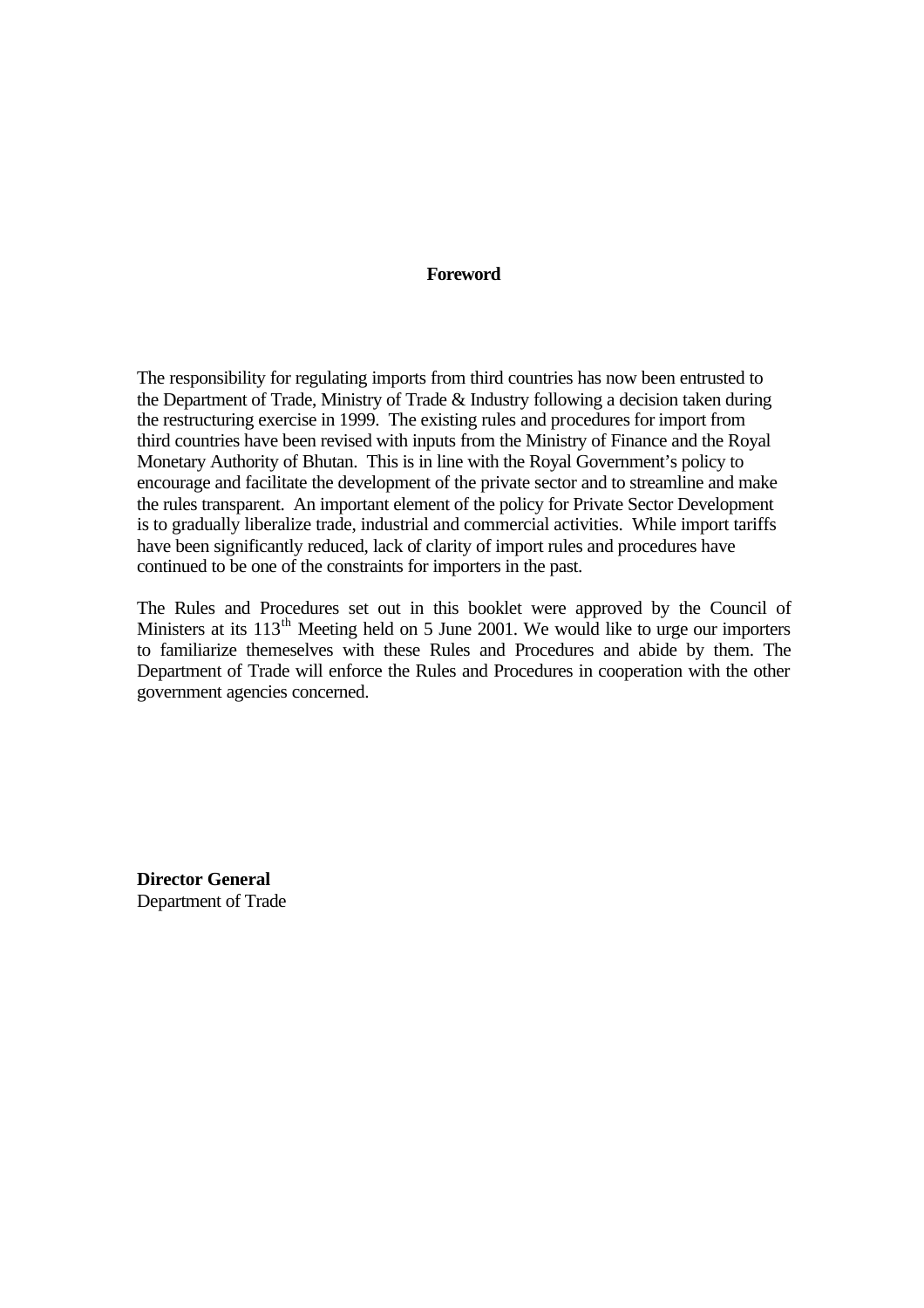# Foreword

The responsibility for regulating imports from third countries has now been entrusted to the Department of Trade, Ministry of Trade & Industry following a decision taken during the restructuring exercise in 1999. The existing rules and procedures for import from third countries have been revised with inputs from the Ministry of Finance and the Royal Monetary Authority of Bhutan. This is in line with the Royal Government's policy to encourage and facilitate the development of the private sector and to streamline and make the rules transparent. An important element of the policy for Private Sector Development is to gradually liberalize trade, industrial and commercial activities. While import tariffs have been significantly reduced, lack of clarity of import rules and procedures have continued to be one of the constraints for importers in the past.

The Rules and Procedures set out in this booklet were approved by the Council of Ministers at its 113th Meeting held on 5 June 2001. We would like to urge our importers to familiarize themeselves with these Rules and Procedures and abide by them. The Department of Trade will enforce the Rules and Procedures in cooperation with the other government agencies concerned.

**Director General**
Department of Trade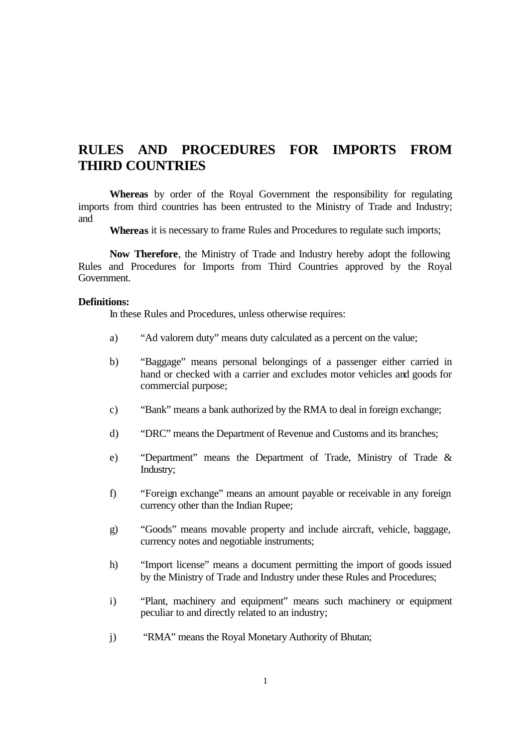# RULES AND PROCEDURES FOR IMPORTS FROM THIRD COUNTRIES

**Whereas** by order of the Royal Government the responsibility for regulating imports from third countries has been entrusted to the Ministry of Trade and Industry; and

**Whereas** it is necessary to frame Rules and Procedures to regulate such imports;

**Now Therefore**, the Ministry of Trade and Industry hereby adopt the following Rules and Procedures for Imports from Third Countries approved by the Royal Government.

**Definitions:**

In these Rules and Procedures, unless otherwise requires:

a) "Ad valorem duty" means duty calculated as a percent on the value;

b) "Baggage" means personal belongings of a passenger either carried in hand or checked with a carrier and excludes motor vehicles and goods for commercial purpose;

c) "Bank" means a bank authorized by the RMA to deal in foreign exchange;

d) "DRC" means the Department of Revenue and Customs and its branches;

e) "Department" means the Department of Trade, Ministry of Trade & Industry;

f) "Foreign exchange" means an amount payable or receivable in any foreign currency other than the Indian Rupee;

g) "Goods" means movable property and include aircraft, vehicle, baggage, currency notes and negotiable instruments;

h) "Import license" means a document permitting the import of goods issued by the Ministry of Trade and Industry under these Rules and Procedures;

i) "Plant, machinery and equipment" means such machinery or equipment peculiar to and directly related to an industry;

j) "RMA" means the Royal Monetary Authority of Bhutan;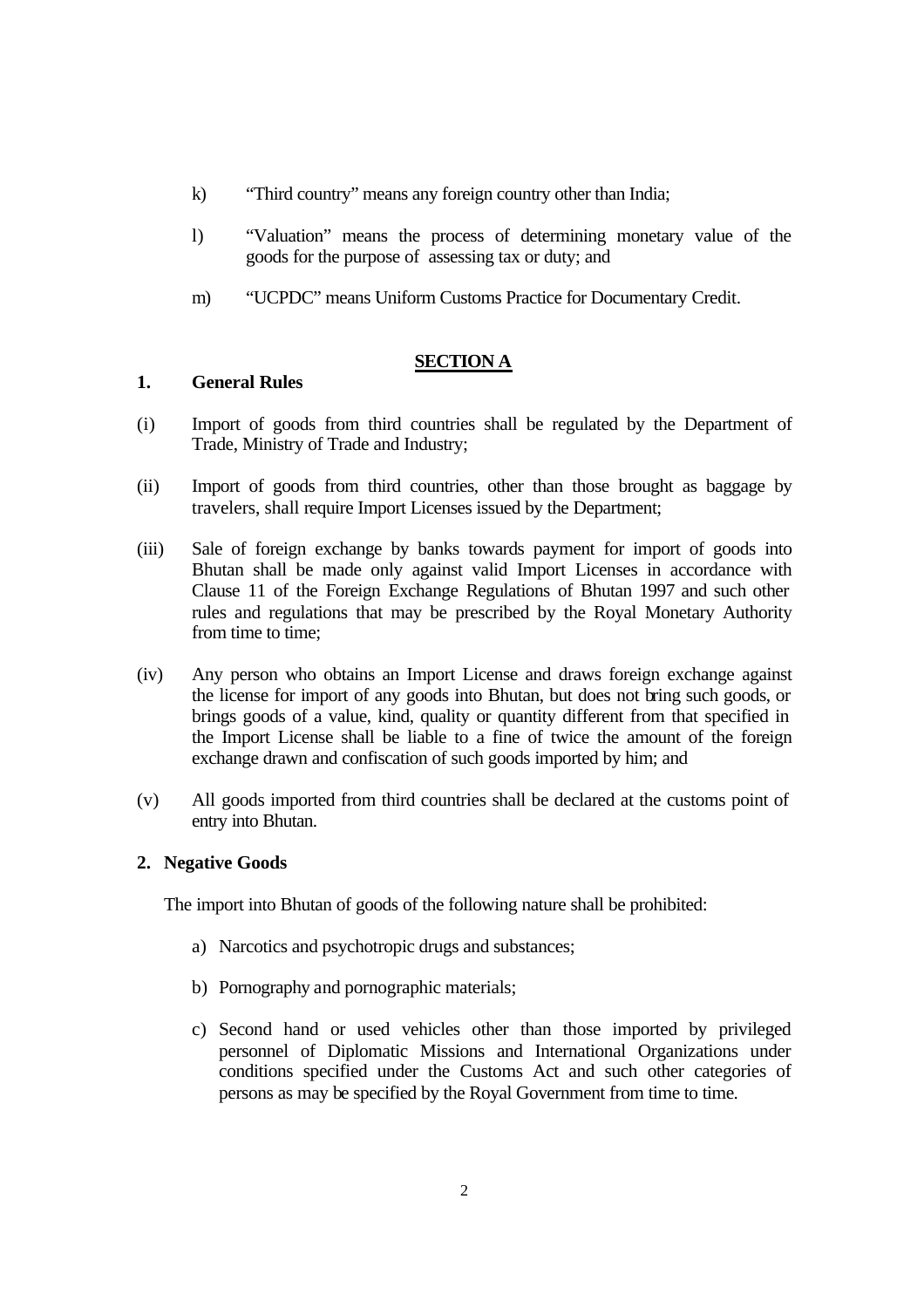k) "Third country" means any foreign country other than India;

l) "Valuation" means the process of determining monetary value of the goods for the purpose of assessing tax or duty; and

m) "UCPDC" means Uniform Customs Practice for Documentary Credit.

## SECTION A

### 1. General Rules

(i) Import of goods from third countries shall be regulated by the Department of Trade, Ministry of Trade and Industry;

(ii) Import of goods from third countries, other than those brought as baggage by travelers, shall require Import Licenses issued by the Department;

(iii) Sale of foreign exchange by banks towards payment for import of goods into Bhutan shall be made only against valid Import Licenses in accordance with Clause 11 of the Foreign Exchange Regulations of Bhutan 1997 and such other rules and regulations that may be prescribed by the Royal Monetary Authority from time to time;

(iv) Any person who obtains an Import License and draws foreign exchange against the license for import of any goods into Bhutan, but does not bring such goods, or brings goods of a value, kind, quality or quantity different from that specified in the Import License shall be liable to a fine of twice the amount of the foreign exchange drawn and confiscation of such goods imported by him; and

(v) All goods imported from third countries shall be declared at the customs point of entry into Bhutan.

### 2. Negative Goods

The import into Bhutan of goods of the following nature shall be prohibited:

a) Narcotics and psychotropic drugs and substances;

b) Pornography and pornographic materials;

c) Second hand or used vehicles other than those imported by privileged personnel of Diplomatic Missions and International Organizations under conditions specified under the Customs Act and such other categories of persons as may be specified by the Royal Government from time to time.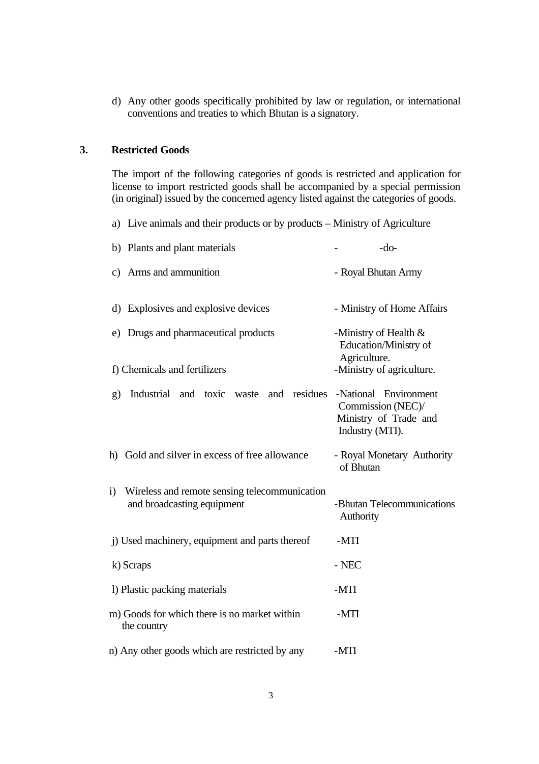d) Any other goods specifically prohibited by law or regulation, or international conventions and treaties to which Bhutan is a signatory.

## 3. Restricted Goods

The import of the following categories of goods is restricted and application for license to import restricted goods shall be accompanied by a special permission (in original) issued by the concerned agency listed against the categories of goods.

a) Live animals and their products or by products – Ministry of Agriculture

| | |
|---|---|
| b) Plants and plant materials | - -do- |
| c) Arms and ammunition | - Royal Bhutan Army |
| d) Explosives and explosive devices | - Ministry of Home Affairs |
| e) Drugs and pharmaceutical products | -Ministry of Health & Education/Ministry of Agriculture. |
| f) Chemicals and fertilizers | -Ministry of agriculture. |
| g) Industrial and toxic waste and residues | -National Environment Commission (NEC)/ Ministry of Trade and Industry (MTI). |
| h) Gold and silver in excess of free allowance | - Royal Monetary Authority of Bhutan |
| i) Wireless and remote sensing telecommunication and broadcasting equipment | -Bhutan Telecommunications Authority |
| j) Used machinery, equipment and parts thereof | -MTI |
| k) Scraps | - NEC |
| l) Plastic packing materials | -MTI |
| m) Goods for which there is no market within the country | -MTI |
| n) Any other goods which are restricted by any | -MTI |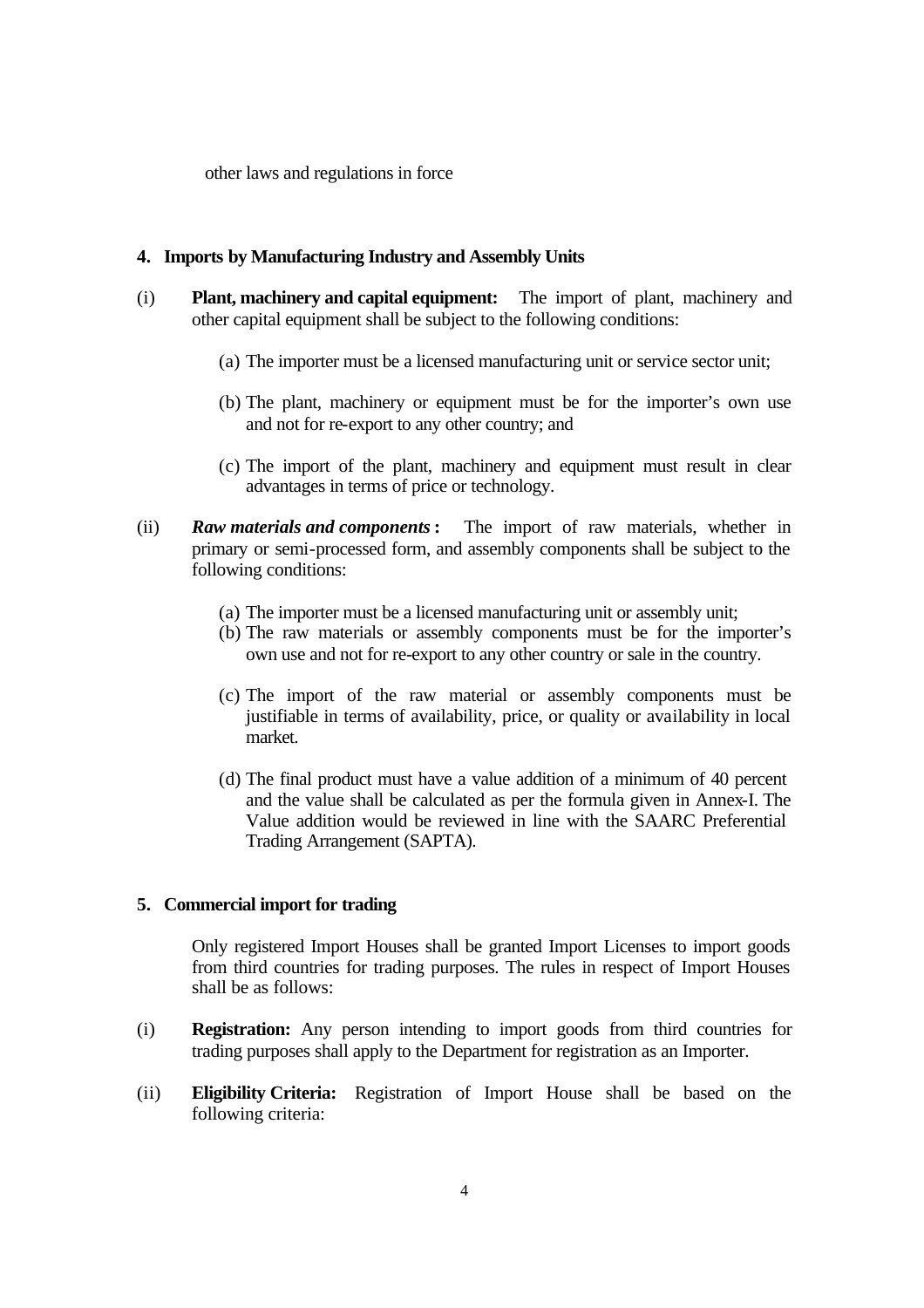other laws and regulations in force

**4. Imports by Manufacturing Industry and Assembly Units**

(i) **Plant, machinery and capital equipment:** The import of plant, machinery and other capital equipment shall be subject to the following conditions:

(a) The importer must be a licensed manufacturing unit or service sector unit;

(b) The plant, machinery or equipment must be for the importer's own use and not for re-export to any other country; and

(c) The import of the plant, machinery and equipment must result in clear advantages in terms of price or technology.

(ii) ***Raw materials and components*:** The import of raw materials, whether in primary or semi-processed form, and assembly components shall be subject to the following conditions:

(a) The importer must be a licensed manufacturing unit or assembly unit;

(b) The raw materials or assembly components must be for the importer's own use and not for re-export to any other country or sale in the country.

(c) The import of the raw material or assembly components must be justifiable in terms of availability, price, or quality or availability in local market.

(d) The final product must have a value addition of a minimum of 40 percent and the value shall be calculated as per the formula given in Annex-I. The Value addition would be reviewed in line with the SAARC Preferential Trading Arrangement (SAPTA).

**5. Commercial import for trading**

Only registered Import Houses shall be granted Import Licenses to import goods from third countries for trading purposes. The rules in respect of Import Houses shall be as follows:

(i) **Registration:** Any person intending to import goods from third countries for trading purposes shall apply to the Department for registration as an Importer.

(ii) **Eligibility Criteria:** Registration of Import House shall be based on the following criteria: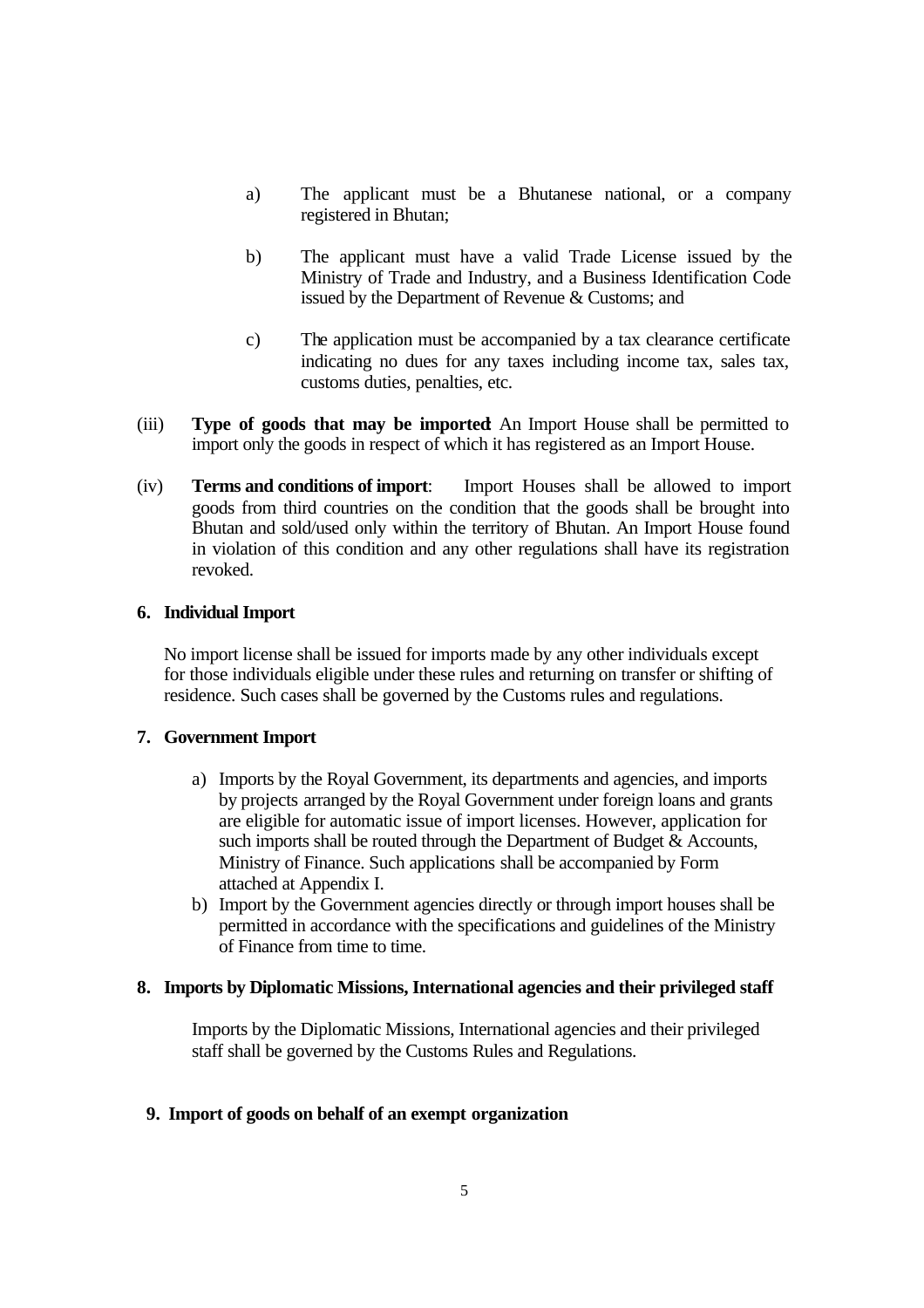a) The applicant must be a Bhutanese national, or a company registered in Bhutan;

b) The applicant must have a valid Trade License issued by the Ministry of Trade and Industry, and a Business Identification Code issued by the Department of Revenue & Customs; and

c) The application must be accompanied by a tax clearance certificate indicating no dues for any taxes including income tax, sales tax, customs duties, penalties, etc.

(iii) **Type of goods that may be imported**: An Import House shall be permitted to import only the goods in respect of which it has registered as an Import House.

(iv) **Terms and conditions of import**: Import Houses shall be allowed to import goods from third countries on the condition that the goods shall be brought into Bhutan and sold/used only within the territory of Bhutan. An Import House found in violation of this condition and any other regulations shall have its registration revoked.

### 6. Individual Import

No import license shall be issued for imports made by any other individuals except for those individuals eligible under these rules and returning on transfer or shifting of residence. Such cases shall be governed by the Customs rules and regulations.

### 7. Government Import

a) Imports by the Royal Government, its departments and agencies, and imports by projects arranged by the Royal Government under foreign loans and grants are eligible for automatic issue of import licenses. However, application for such imports shall be routed through the Department of Budget & Accounts, Ministry of Finance. Such applications shall be accompanied by Form attached at Appendix I.

b) Import by the Government agencies directly or through import houses shall be permitted in accordance with the specifications and guidelines of the Ministry of Finance from time to time.

### 8. Imports by Diplomatic Missions, International agencies and their privileged staff

Imports by the Diplomatic Missions, International agencies and their privileged staff shall be governed by the Customs Rules and Regulations.

### 9. Import of goods on behalf of an exempt organization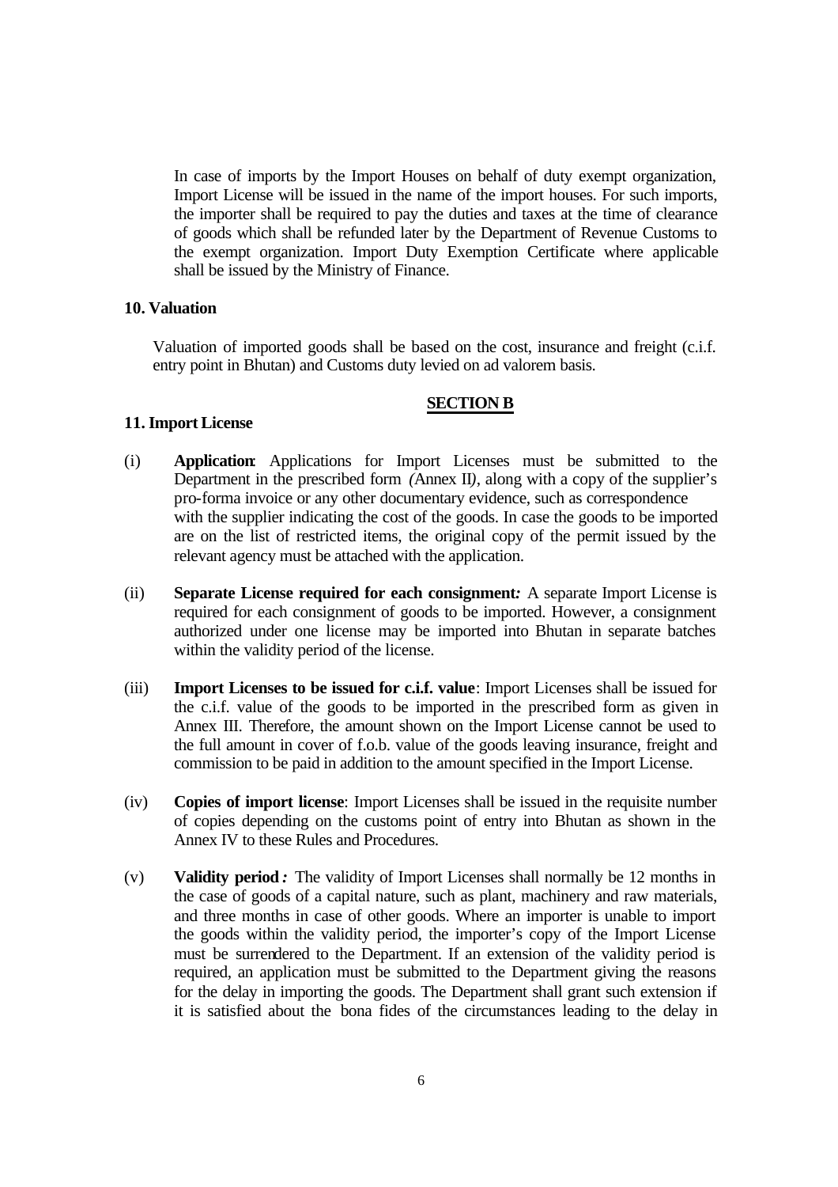In case of imports by the Import Houses on behalf of duty exempt organization, Import License will be issued in the name of the import houses. For such imports, the importer shall be required to pay the duties and taxes at the time of clearance of goods which shall be refunded later by the Department of Revenue Customs to the exempt organization. Import Duty Exemption Certificate where applicable shall be issued by the Ministry of Finance.

**10. Valuation**

Valuation of imported goods shall be based on the cost, insurance and freight (c.i.f. entry point in Bhutan) and Customs duty levied on ad valorem basis.

## SECTION B

**11. Import License**

(i) **Application**: Applications for Import Licenses must be submitted to the Department in the prescribed form *(*Annex II*)*, along with a copy of the supplier's pro-forma invoice or any other documentary evidence, such as correspondence with the supplier indicating the cost of the goods. In case the goods to be imported are on the list of restricted items, the original copy of the permit issued by the relevant agency must be attached with the application.

(ii) **Separate License required for each consignment***:* A separate Import License is required for each consignment of goods to be imported. However, a consignment authorized under one license may be imported into Bhutan in separate batches within the validity period of the license.

(iii) **Import Licenses to be issued for c.i.f. value**: Import Licenses shall be issued for the c.i.f. value of the goods to be imported in the prescribed form as given in Annex III. Therefore, the amount shown on the Import License cannot be used to the full amount in cover of f.o.b. value of the goods leaving insurance, freight and commission to be paid in addition to the amount specified in the Import License.

(iv) **Copies of import license**: Import Licenses shall be issued in the requisite number of copies depending on the customs point of entry into Bhutan as shown in the Annex IV to these Rules and Procedures.

(v) **Validity period***:* The validity of Import Licenses shall normally be 12 months in the case of goods of a capital nature, such as plant, machinery and raw materials, and three months in case of other goods. Where an importer is unable to import the goods within the validity period, the importer's copy of the Import License must be surrendered to the Department. If an extension of the validity period is required, an application must be submitted to the Department giving the reasons for the delay in importing the goods. The Department shall grant such extension if it is satisfied about the bona fides of the circumstances leading to the delay in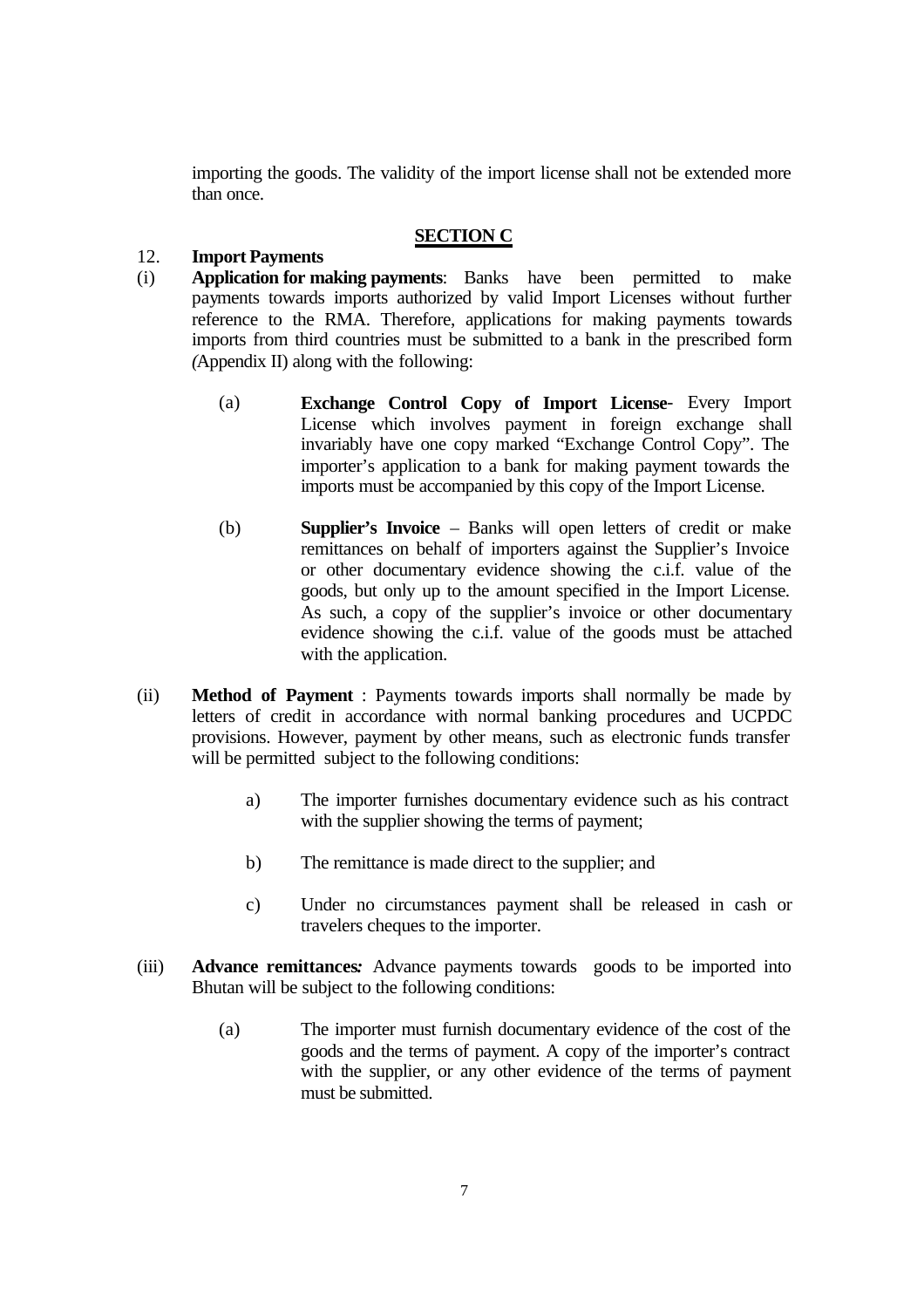importing the goods. The validity of the import license shall not be extended more than once.

## SECTION C

12. **Import Payments**

(i) **Application for making payments**: Banks have been permitted to make payments towards imports authorized by valid Import Licenses without further reference to the RMA. Therefore, applications for making payments towards imports from third countries must be submitted to a bank in the prescribed form *(*Appendix II) along with the following:

   (a) **Exchange Control Copy of Import License**- Every Import License which involves payment in foreign exchange shall invariably have one copy marked "Exchange Control Copy". The importer's application to a bank for making payment towards the imports must be accompanied by this copy of the Import License.

   (b) **Supplier's Invoice** – Banks will open letters of credit or make remittances on behalf of importers against the Supplier's Invoice or other documentary evidence showing the c.i.f. value of the goods, but only up to the amount specified in the Import License. As such, a copy of the supplier's invoice or other documentary evidence showing the c.i.f. value of the goods must be attached with the application.

(ii) **Method of Payment** : Payments towards imports shall normally be made by letters of credit in accordance with normal banking procedures and UCPDC provisions. However, payment by other means, such as electronic funds transfer will be permitted subject to the following conditions:

   a) The importer furnishes documentary evidence such as his contract with the supplier showing the terms of payment;

   b) The remittance is made direct to the supplier; and

   c) Under no circumstances payment shall be released in cash or travelers cheques to the importer.

(iii) **Advance remittances*:*** Advance payments towards goods to be imported into Bhutan will be subject to the following conditions:

   (a) The importer must furnish documentary evidence of the cost of the goods and the terms of payment. A copy of the importer's contract with the supplier, or any other evidence of the terms of payment must be submitted.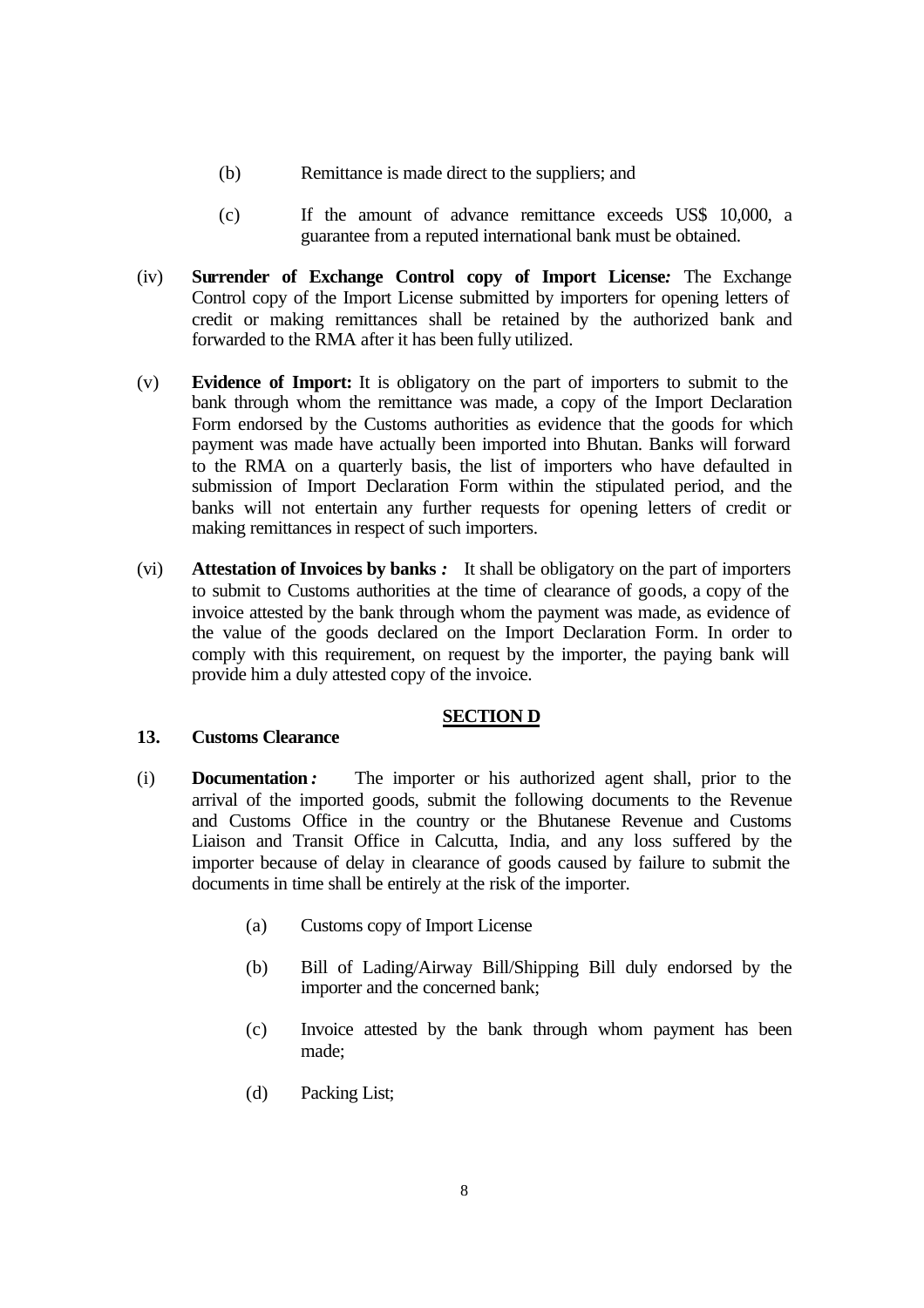(b) Remittance is made direct to the suppliers; and

(c) If the amount of advance remittance exceeds US$ 10,000, a guarantee from a reputed international bank must be obtained.

(iv) **Surrender of Exchange Control copy of Import License***:* The Exchange Control copy of the Import License submitted by importers for opening letters of credit or making remittances shall be retained by the authorized bank and forwarded to the RMA after it has been fully utilized.

(v) **Evidence of Import:** It is obligatory on the part of importers to submit to the bank through whom the remittance was made, a copy of the Import Declaration Form endorsed by the Customs authorities as evidence that the goods for which payment was made have actually been imported into Bhutan. Banks will forward to the RMA on a quarterly basis, the list of importers who have defaulted in submission of Import Declaration Form within the stipulated period, and the banks will not entertain any further requests for opening letters of credit or making remittances in respect of such importers.

(vi) **Attestation of Invoices by banks** *:* It shall be obligatory on the part of importers to submit to Customs authorities at the time of clearance of goods, a copy of the invoice attested by the bank through whom the payment was made, as evidence of the value of the goods declared on the Import Declaration Form. In order to comply with this requirement, on request by the importer, the paying bank will provide him a duly attested copy of the invoice.

## SECTION D

### 13. Customs Clearance

(i) **Documentation***:* The importer or his authorized agent shall, prior to the arrival of the imported goods, submit the following documents to the Revenue and Customs Office in the country or the Bhutanese Revenue and Customs Liaison and Transit Office in Calcutta, India, and any loss suffered by the importer because of delay in clearance of goods caused by failure to submit the documents in time shall be entirely at the risk of the importer.

(a) Customs copy of Import License

(b) Bill of Lading/Airway Bill/Shipping Bill duly endorsed by the importer and the concerned bank;

(c) Invoice attested by the bank through whom payment has been made;

(d) Packing List;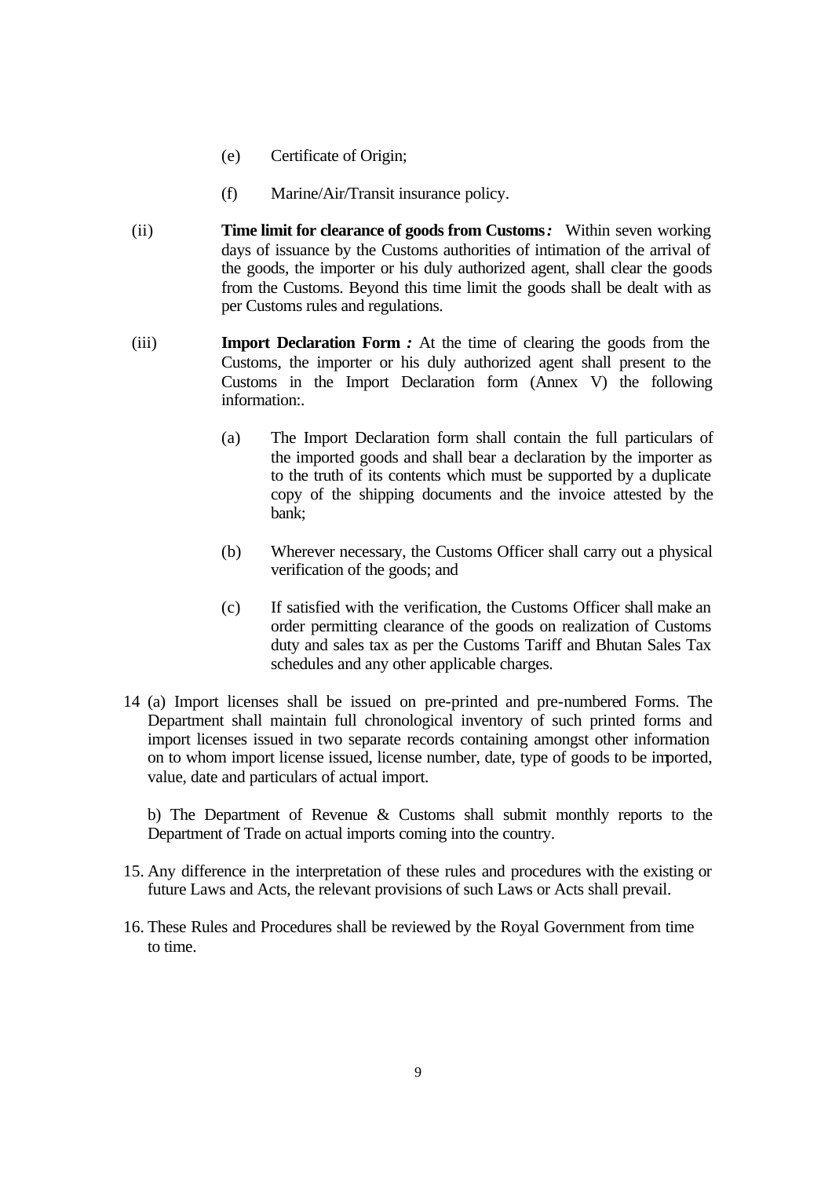(e) Certificate of Origin;

(f) Marine/Air/Transit insurance policy.

(ii) **Time limit for clearance of goods from Customs*:*** Within seven working days of issuance by the Customs authorities of intimation of the arrival of the goods, the importer or his duly authorized agent, shall clear the goods from the Customs. Beyond this time limit the goods shall be dealt with as per Customs rules and regulations.

(iii) **Import Declaration Form *:*** At the time of clearing the goods from the Customs, the importer or his duly authorized agent shall present to the Customs in the Import Declaration form (Annex V) the following information:.

(a) The Import Declaration form shall contain the full particulars of the imported goods and shall bear a declaration by the importer as to the truth of its contents which must be supported by a duplicate copy of the shipping documents and the invoice attested by the bank;

(b) Wherever necessary, the Customs Officer shall carry out a physical verification of the goods; and

(c) If satisfied with the verification, the Customs Officer shall make an order permitting clearance of the goods on realization of Customs duty and sales tax as per the Customs Tariff and Bhutan Sales Tax schedules and any other applicable charges.

14 (a) Import licenses shall be issued on pre-printed and pre-numbered Forms. The Department shall maintain full chronological inventory of such printed forms and import licenses issued in two separate records containing amongst other information on to whom import license issued, license number, date, type of goods to be imported, value, date and particulars of actual import.

b) The Department of Revenue & Customs shall submit monthly reports to the Department of Trade on actual imports coming into the country.

15. Any difference in the interpretation of these rules and procedures with the existing or future Laws and Acts, the relevant provisions of such Laws or Acts shall prevail.

16. These Rules and Procedures shall be reviewed by the Royal Government from time to time.